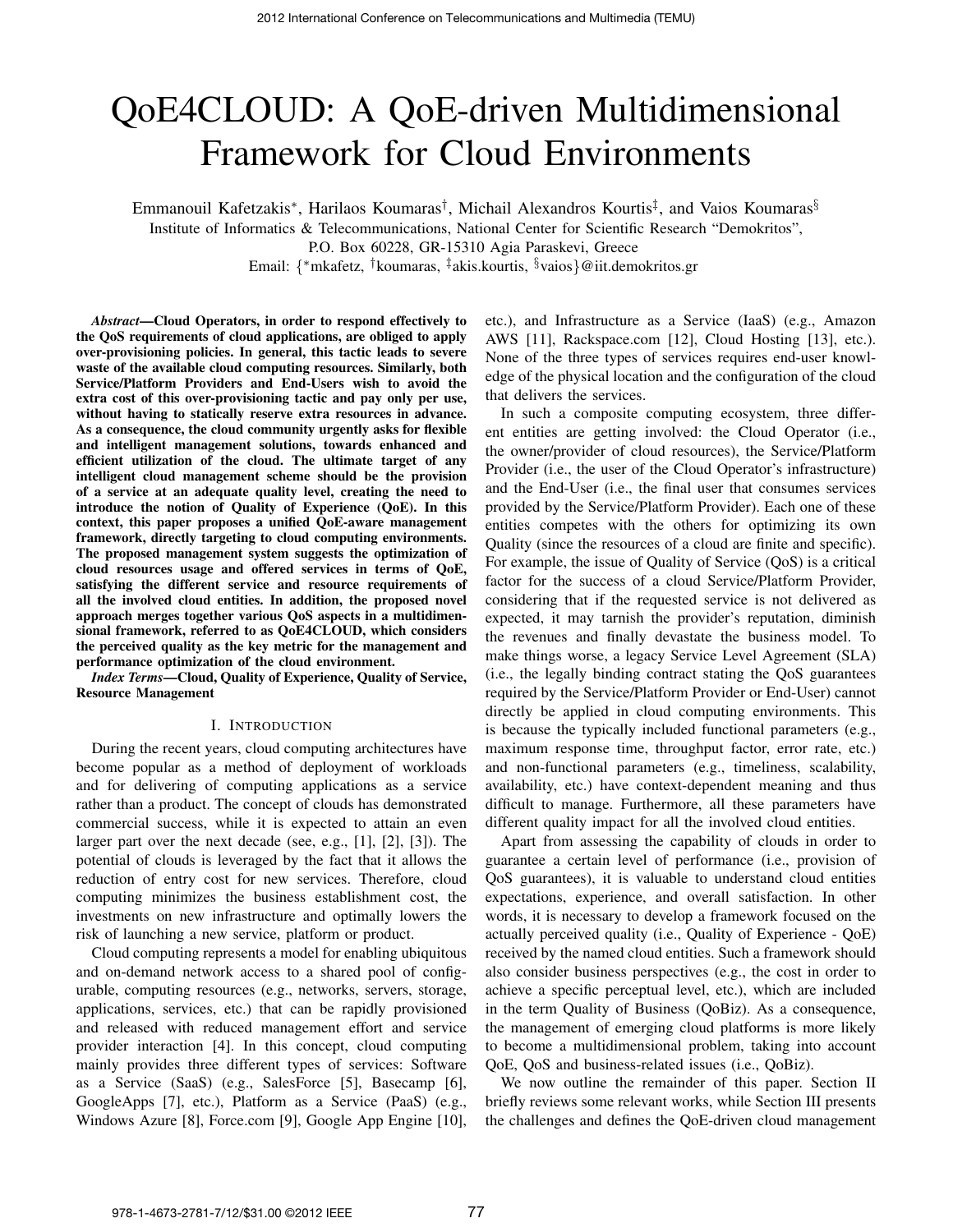# QoE4CLOUD: A QoE-driven Multidimensional Framework for Cloud Environments

Emmanouil Kafetzakis[*], Harilaos Koumaras[†], Michail Alexandros Kourtis[‡], and Vaios Koumaras[§]
Institute of Informatics & Telecommunications, National Center for Scientific Research "Demokritos",
P.O. Box 60228, GR-15310 Agia Paraskevi, Greece
Email: {[*]mkafetz, [†]koumaras, [‡]akis.kourtis, [§]vaios}@iit.demokritos.gr

***Abstract*—Cloud Operators, in order to respond effectively to the QoS requirements of cloud applications, are obliged to apply over-provisioning policies. In general, this tactic leads to severe waste of the available cloud computing resources. Similarly, both Service/Platform Providers and End-Users wish to avoid the extra cost of this over-provisioning tactic and pay only per use, without having to statically reserve extra resources in advance. As a consequence, the cloud community urgently asks for flexible and intelligent management solutions, towards enhanced and efficient utilization of the cloud. The ultimate target of any intelligent cloud management scheme should be the provision of a service at an adequate quality level, creating the need to introduce the notion of Quality of Experience (QoE). In this context, this paper proposes a unified QoE-aware management framework, directly targeting to cloud computing environments. The proposed management system suggests the optimization of cloud resources usage and offered services in terms of QoE, satisfying the different service and resource requirements of all the involved cloud entities. In addition, the proposed novel approach merges together various QoS aspects in a multidimensional framework, referred to as QoE4CLOUD, which considers the perceived quality as the key metric for the management and performance optimization of the cloud environment.**

***Index Terms*—Cloud, Quality of Experience, Quality of Service, Resource Management**

## I. Introduction

During the recent years, cloud computing architectures have become popular as a method of deployment of workloads and for delivering of computing applications as a service rather than a product. The concept of clouds has demonstrated commercial success, while it is expected to attain an even larger part over the next decade (see, e.g., [1], [2], [3]). The potential of clouds is leveraged by the fact that it allows the reduction of entry cost for new services. Therefore, cloud computing minimizes the business establishment cost, the investments on new infrastructure and optimally lowers the risk of launching a new service, platform or product.

Cloud computing represents a model for enabling ubiquitous and on-demand network access to a shared pool of configurable, computing resources (e.g., networks, servers, storage, applications, services, etc.) that can be rapidly provisioned and released with reduced management effort and service provider interaction [4]. In this concept, cloud computing mainly provides three different types of services: Software as a Service (SaaS) (e.g., SalesForce [5], Basecamp [6], GoogleApps [7], etc.), Platform as a Service (PaaS) (e.g., Windows Azure [8], Force.com [9], Google App Engine [10], etc.), and Infrastructure as a Service (IaaS) (e.g., Amazon AWS [11], Rackspace.com [12], Cloud Hosting [13], etc.). None of the three types of services requires end-user knowledge of the physical location and the configuration of the cloud that delivers the services.

In such a composite computing ecosystem, three different entities are getting involved: the Cloud Operator (i.e., the owner/provider of cloud resources), the Service/Platform Provider (i.e., the user of the Cloud Operator's infrastructure) and the End-User (i.e., the final user that consumes services provided by the Service/Platform Provider). Each one of these entities competes with the others for optimizing its own Quality (since the resources of a cloud are finite and specific). For example, the issue of Quality of Service (QoS) is a critical factor for the success of a cloud Service/Platform Provider, considering that if the requested service is not delivered as expected, it may tarnish the provider's reputation, diminish the revenues and finally devastate the business model. To make things worse, a legacy Service Level Agreement (SLA) (i.e., the legally binding contract stating the QoS guarantees required by the Service/Platform Provider or End-User) cannot directly be applied in cloud computing environments. This is because the typically included functional parameters (e.g., maximum response time, throughput factor, error rate, etc.) and non-functional parameters (e.g., timeliness, scalability, availability, etc.) have context-dependent meaning and thus difficult to manage. Furthermore, all these parameters have different quality impact for all the involved cloud entities.

Apart from assessing the capability of clouds in order to guarantee a certain level of performance (i.e., provision of QoS guarantees), it is valuable to understand cloud entities expectations, experience, and overall satisfaction. In other words, it is necessary to develop a framework focused on the actually perceived quality (i.e., Quality of Experience - QoE) received by the named cloud entities. Such a framework should also consider business perspectives (e.g., the cost in order to achieve a specific perceptual level, etc.), which are included in the term Quality of Business (QoBiz). As a consequence, the management of emerging cloud platforms is more likely to become a multidimensional problem, taking into account QoE, QoS and business-related issues (i.e., QoBiz).

We now outline the remainder of this paper. Section II briefly reviews some relevant works, while Section III presents the challenges and defines the QoE-driven cloud management

978-1-4673-2781-7/12/$31.00 ©2012 IEEE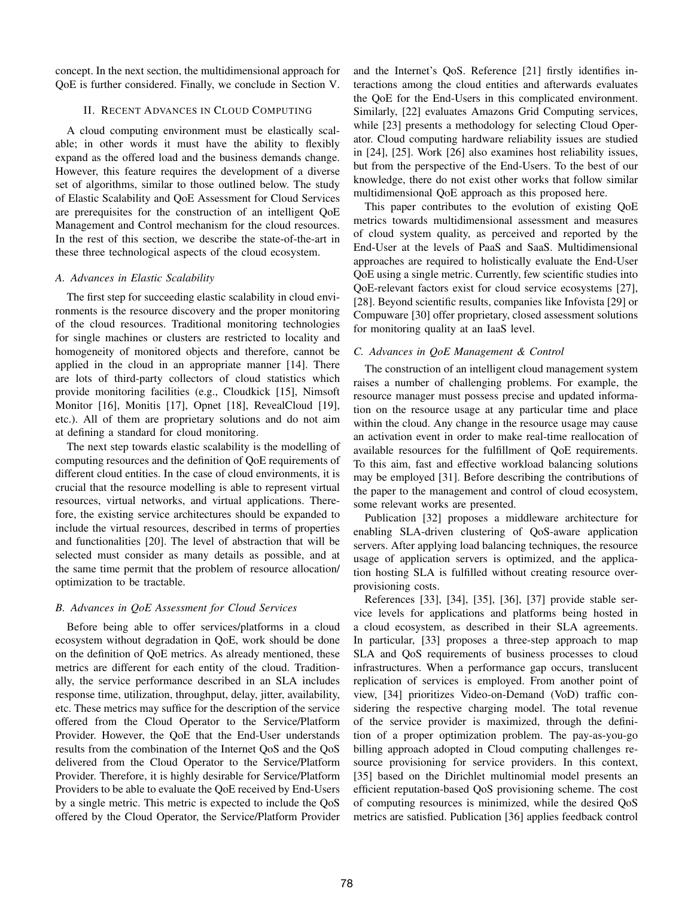concept. In the next section, the multidimensional approach for QoE is further considered. Finally, we conclude in Section V.

## II. Recent Advances in Cloud Computing

A cloud computing environment must be elastically scalable; in other words it must have the ability to flexibly expand as the offered load and the business demands change. However, this feature requires the development of a diverse set of algorithms, similar to those outlined below. The study of Elastic Scalability and QoE Assessment for Cloud Services are prerequisites for the construction of an intelligent QoE Management and Control mechanism for the cloud resources. In the rest of this section, we describe the state-of-the-art in these three technological aspects of the cloud ecosystem.

### A. Advances in Elastic Scalability

The first step for succeeding elastic scalability in cloud environments is the resource discovery and the proper monitoring of the cloud resources. Traditional monitoring technologies for single machines or clusters are restricted to locality and homogeneity of monitored objects and therefore, cannot be applied in the cloud in an appropriate manner [14]. There are lots of third-party collectors of cloud statistics which provide monitoring facilities (e.g., Cloudkick [15], Nimsoft Monitor [16], Monitis [17], Opnet [18], RevealCloud [19], etc.). All of them are proprietary solutions and do not aim at defining a standard for cloud monitoring.

The next step towards elastic scalability is the modelling of computing resources and the definition of QoE requirements of different cloud entities. In the case of cloud environments, it is crucial that the resource modelling is able to represent virtual resources, virtual networks, and virtual applications. Therefore, the existing service architectures should be expanded to include the virtual resources, described in terms of properties and functionalities [20]. The level of abstraction that will be selected must consider as many details as possible, and at the same time permit that the problem of resource allocation/ optimization to be tractable.

### B. Advances in QoE Assessment for Cloud Services

Before being able to offer services/platforms in a cloud ecosystem without degradation in QoE, work should be done on the definition of QoE metrics. As already mentioned, these metrics are different for each entity of the cloud. Traditionally, the service performance described in an SLA includes response time, utilization, throughput, delay, jitter, availability, etc. These metrics may suffice for the description of the service offered from the Cloud Operator to the Service/Platform Provider. However, the QoE that the End-User understands results from the combination of the Internet QoS and the QoS delivered from the Cloud Operator to the Service/Platform Provider. Therefore, it is highly desirable for Service/Platform Providers to be able to evaluate the QoE received by End-Users by a single metric. This metric is expected to include the QoS offered by the Cloud Operator, the Service/Platform Provider and the Internet's QoS. Reference [21] firstly identifies interactions among the cloud entities and afterwards evaluates the QoE for the End-Users in this complicated environment. Similarly, [22] evaluates Amazons Grid Computing services, while [23] presents a methodology for selecting Cloud Operator. Cloud computing hardware reliability issues are studied in [24], [25]. Work [26] also examines host reliability issues, but from the perspective of the End-Users. To the best of our knowledge, there do not exist other works that follow similar multidimensional QoE approach as this proposed here.

This paper contributes to the evolution of existing QoE metrics towards multidimensional assessment and measures of cloud system quality, as perceived and reported by the End-User at the levels of PaaS and SaaS. Multidimensional approaches are required to holistically evaluate the End-User QoE using a single metric. Currently, few scientific studies into QoE-relevant factors exist for cloud service ecosystems [27], [28]. Beyond scientific results, companies like Infovista [29] or Compuware [30] offer proprietary, closed assessment solutions for monitoring quality at an IaaS level.

### C. Advances in QoE Management & Control

The construction of an intelligent cloud management system raises a number of challenging problems. For example, the resource manager must possess precise and updated information on the resource usage at any particular time and place within the cloud. Any change in the resource usage may cause an activation event in order to make real-time reallocation of available resources for the fulfillment of QoE requirements. To this aim, fast and effective workload balancing solutions may be employed [31]. Before describing the contributions of the paper to the management and control of cloud ecosystem, some relevant works are presented.

Publication [32] proposes a middleware architecture for enabling SLA-driven clustering of QoS-aware application servers. After applying load balancing techniques, the resource usage of application servers is optimized, and the application hosting SLA is fulfilled without creating resource over-provisioning costs.

References [33], [34], [35], [36], [37] provide stable service levels for applications and platforms being hosted in a cloud ecosystem, as described in their SLA agreements. In particular, [33] proposes a three-step approach to map SLA and QoS requirements of business processes to cloud infrastructures. When a performance gap occurs, translucent replication of services is employed. From another point of view, [34] prioritizes Video-on-Demand (VoD) traffic considering the respective charging model. The total revenue of the service provider is maximized, through the definition of a proper optimization problem. The pay-as-you-go billing approach adopted in Cloud computing challenges resource provisioning for service providers. In this context, [35] based on the Dirichlet multinomial model presents an efficient reputation-based QoS provisioning scheme. The cost of computing resources is minimized, while the desired QoS metrics are satisfied. Publication [36] applies feedback control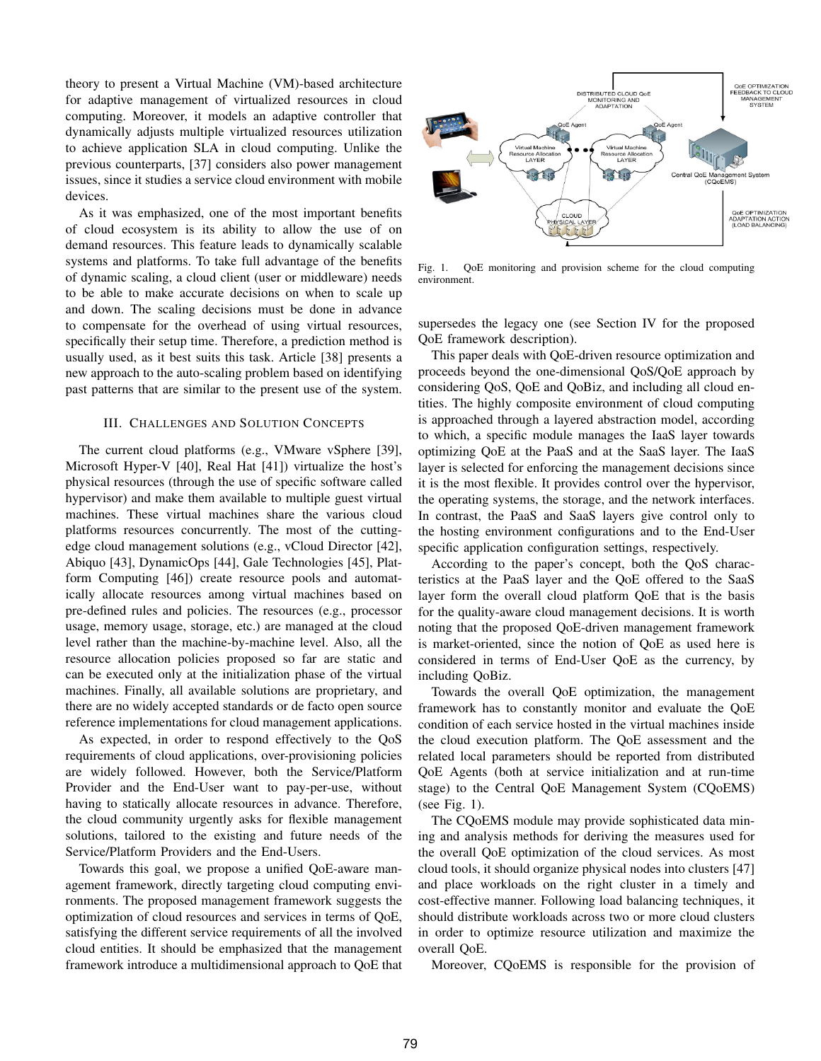theory to present a Virtual Machine (VM)-based architecture for adaptive management of virtualized resources in cloud computing. Moreover, it models an adaptive controller that dynamically adjusts multiple virtualized resources utilization to achieve application SLA in cloud computing. Unlike the previous counterparts, [37] considers also power management issues, since it studies a service cloud environment with mobile devices.

As it was emphasized, one of the most important benefits of cloud ecosystem is its ability to allow the use of on demand resources. This feature leads to dynamically scalable systems and platforms. To take full advantage of the benefits of dynamic scaling, a cloud client (user or middleware) needs to be able to make accurate decisions on when to scale up and down. The scaling decisions must be done in advance to compensate for the overhead of using virtual resources, specifically their setup time. Therefore, a prediction method is usually used, as it best suits this task. Article [38] presents a new approach to the auto-scaling problem based on identifying past patterns that are similar to the present use of the system.

## III. Challenges and Solution Concepts

The current cloud platforms (e.g., VMware vSphere [39], Microsoft Hyper-V [40], Real Hat [41]) virtualize the host's physical resources (through the use of specific software called hypervisor) and make them available to multiple guest virtual machines. These virtual machines share the various cloud platforms resources concurrently. The most of the cutting-edge cloud management solutions (e.g., vCloud Director [42], Abiquo [43], DynamicOps [44], Gale Technologies [45], Platform Computing [46]) create resource pools and automatically allocate resources among virtual machines based on pre-defined rules and policies. The resources (e.g., processor usage, memory usage, storage, etc.) are managed at the cloud level rather than the machine-by-machine level. Also, all the resource allocation policies proposed so far are static and can be executed only at the initialization phase of the virtual machines. Finally, all available solutions are proprietary, and there are no widely accepted standards or de facto open source reference implementations for cloud management applications.

As expected, in order to respond effectively to the QoS requirements of cloud applications, over-provisioning policies are widely followed. However, both the Service/Platform Provider and the End-User want to pay-per-use, without having to statically allocate resources in advance. Therefore, the cloud community urgently asks for flexible management solutions, tailored to the existing and future needs of the Service/Platform Providers and the End-Users.

Towards this goal, we propose a unified QoE-aware management framework, directly targeting cloud computing environments. The proposed management framework suggests the optimization of cloud resources and services in terms of QoE, satisfying the different service requirements of all the involved cloud entities. It should be emphasized that the management framework introduce a multidimensional approach to QoE that supersedes the legacy one (see Section IV for the proposed QoE framework description).

DISTRIBUTED CLOUD QoE MONITORING AND ADAPTATION

QoE OPTIMIZATION FEEDBACK TO CLOUD MANAGEMENT SYSTEM

QoE Agent

QoE Agent

Virtual Machine Resource Allocation LAYER

Virtual Machine Resource Allocation LAYER

Central QoE Management System (CQoEMS)

CLOUD PHYSICAL LAYER

QoE OPTIMIZATION ADAPTATION ACTION (LOAD BALANCING)

Fig. 1. QoE monitoring and provision scheme for the cloud computing environment.

This paper deals with QoE-driven resource optimization and proceeds beyond the one-dimensional QoS/QoE approach by considering QoS, QoE and QoBiz, and including all cloud entities. The highly composite environment of cloud computing is approached through a layered abstraction model, according to which, a specific module manages the IaaS layer towards optimizing QoE at the PaaS and at the SaaS layer. The IaaS layer is selected for enforcing the management decisions since it is the most flexible. It provides control over the hypervisor, the operating systems, the storage, and the network interfaces. In contrast, the PaaS and SaaS layers give control only to the hosting environment configurations and to the End-User specific application configuration settings, respectively.

According to the paper's concept, both the QoS characteristics at the PaaS layer and the QoE offered to the SaaS layer form the overall cloud platform QoE that is the basis for the quality-aware cloud management decisions. It is worth noting that the proposed QoE-driven management framework is market-oriented, since the notion of QoE as used here is considered in terms of End-User QoE as the currency, by including QoBiz.

Towards the overall QoE optimization, the management framework has to constantly monitor and evaluate the QoE condition of each service hosted in the virtual machines inside the cloud execution platform. The QoE assessment and the related local parameters should be reported from distributed QoE Agents (both at service initialization and at run-time stage) to the Central QoE Management System (CQoEMS) (see Fig. 1).

The CQoEMS module may provide sophisticated data mining and analysis methods for deriving the measures used for the overall QoE optimization of the cloud services. As most cloud tools, it should organize physical nodes into clusters [47] and place workloads on the right cluster in a timely and cost-effective manner. Following load balancing techniques, it should distribute workloads across two or more cloud clusters in order to optimize resource utilization and maximize the overall QoE.

Moreover, CQoEMS is responsible for the provision of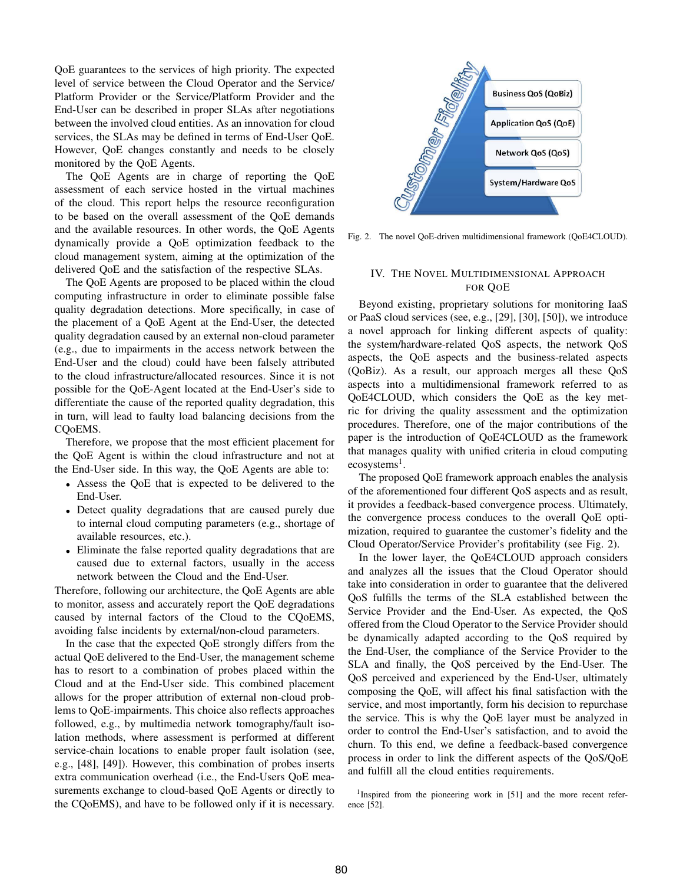QoE guarantees to the services of high priority. The expected level of service between the Cloud Operator and the Service/Platform Provider or the Service/Platform Provider and the End-User can be described in proper SLAs after negotiations between the involved cloud entities. As an innovation for cloud services, the SLAs may be defined in terms of End-User QoE. However, QoE changes constantly and needs to be closely monitored by the QoE Agents.

The QoE Agents are in charge of reporting the QoE assessment of each service hosted in the virtual machines of the cloud. This report helps the resource reconfiguration to be based on the overall assessment of the QoE demands and the available resources. In other words, the QoE Agents dynamically provide a QoE optimization feedback to the cloud management system, aiming at the optimization of the delivered QoE and the satisfaction of the respective SLAs.

The QoE Agents are proposed to be placed within the cloud computing infrastructure in order to eliminate possible false quality degradation detections. More specifically, in case of the placement of a QoE Agent at the End-User, the detected quality degradation caused by an external non-cloud parameter (e.g., due to impairments in the access network between the End-User and the cloud) could have been falsely attributed to the cloud infrastructure/allocated resources. Since it is not possible for the QoE-Agent located at the End-User's side to differentiate the cause of the reported quality degradation, this in turn, will lead to faulty load balancing decisions from the CQoEMS.

Therefore, we propose that the most efficient placement for the QoE Agent is within the cloud infrastructure and not at the End-User side. In this way, the QoE Agents are able to:

- Assess the QoE that is expected to be delivered to the End-User.
- Detect quality degradations that are caused purely due to internal cloud computing parameters (e.g., shortage of available resources, etc.).
- Eliminate the false reported quality degradations that are caused due to external factors, usually in the access network between the Cloud and the End-User.

Therefore, following our architecture, the QoE Agents are able to monitor, assess and accurately report the QoE degradations caused by internal factors of the Cloud to the CQoEMS, avoiding false incidents by external/non-cloud parameters.

In the case that the expected QoE strongly differs from the actual QoE delivered to the End-User, the management scheme has to resort to a combination of probes placed within the Cloud and at the End-User side. This combined placement allows for the proper attribution of external non-cloud problems to QoE-impairments. This choice also reflects approaches followed, e.g., by multimedia network tomography/fault isolation methods, where assessment is performed at different service-chain locations to enable proper fault isolation (see, e.g., [48], [49]). However, this combination of probes inserts extra communication overhead (i.e., the End-Users QoE measurements exchange to cloud-based QoE Agents or directly to the CQoEMS), and have to be followed only if it is necessary.

Customer Fidelity

Business QoS (QoBiz)

Application QoS (QoE)

Network QoS (QoS)

System/Hardware QoS

Fig. 2. The novel QoE-driven multidimensional framework (QoE4CLOUD).

## IV. The Novel Multidimensional Approach for QoE

Beyond existing, proprietary solutions for monitoring IaaS or PaaS cloud services (see, e.g., [29], [30], [50]), we introduce a novel approach for linking different aspects of quality: the system/hardware-related QoS aspects, the network QoS aspects, the QoE aspects and the business-related aspects (QoBiz). As a result, our approach merges all these QoS aspects into a multidimensional framework referred to as QoE4CLOUD, which considers the QoE as the key metric for driving the quality assessment and the optimization procedures. Therefore, one of the major contributions of the paper is the introduction of QoE4CLOUD as the framework that manages quality with unified criteria in cloud computing ecosystems[1].

The proposed QoE framework approach enables the analysis of the aforementioned four different QoS aspects and as result, it provides a feedback-based convergence process. Ultimately, the convergence process conduces to the overall QoE optimization, required to guarantee the customer's fidelity and the Cloud Operator/Service Provider's profitability (see Fig. 2).

In the lower layer, the QoE4CLOUD approach considers and analyzes all the issues that the Cloud Operator should take into consideration in order to guarantee that the delivered QoS fulfills the terms of the SLA established between the Service Provider and the End-User. As expected, the QoS offered from the Cloud Operator to the Service Provider should be dynamically adapted according to the QoS required by the End-User, the compliance of the Service Provider to the SLA and finally, the QoS perceived by the End-User. The QoS perceived and experienced by the End-User, ultimately composing the QoE, will affect his final satisfaction with the service, and most importantly, form his decision to repurchase the service. This is why the QoE layer must be analyzed in order to guarantee the End-User's satisfaction, and to avoid the churn. To this end, we define a feedback-based convergence process in order to link the different aspects of the QoS/QoE and fulfill all the cloud entities requirements.

[1]Inspired from the pioneering work in [51] and the more recent reference [52].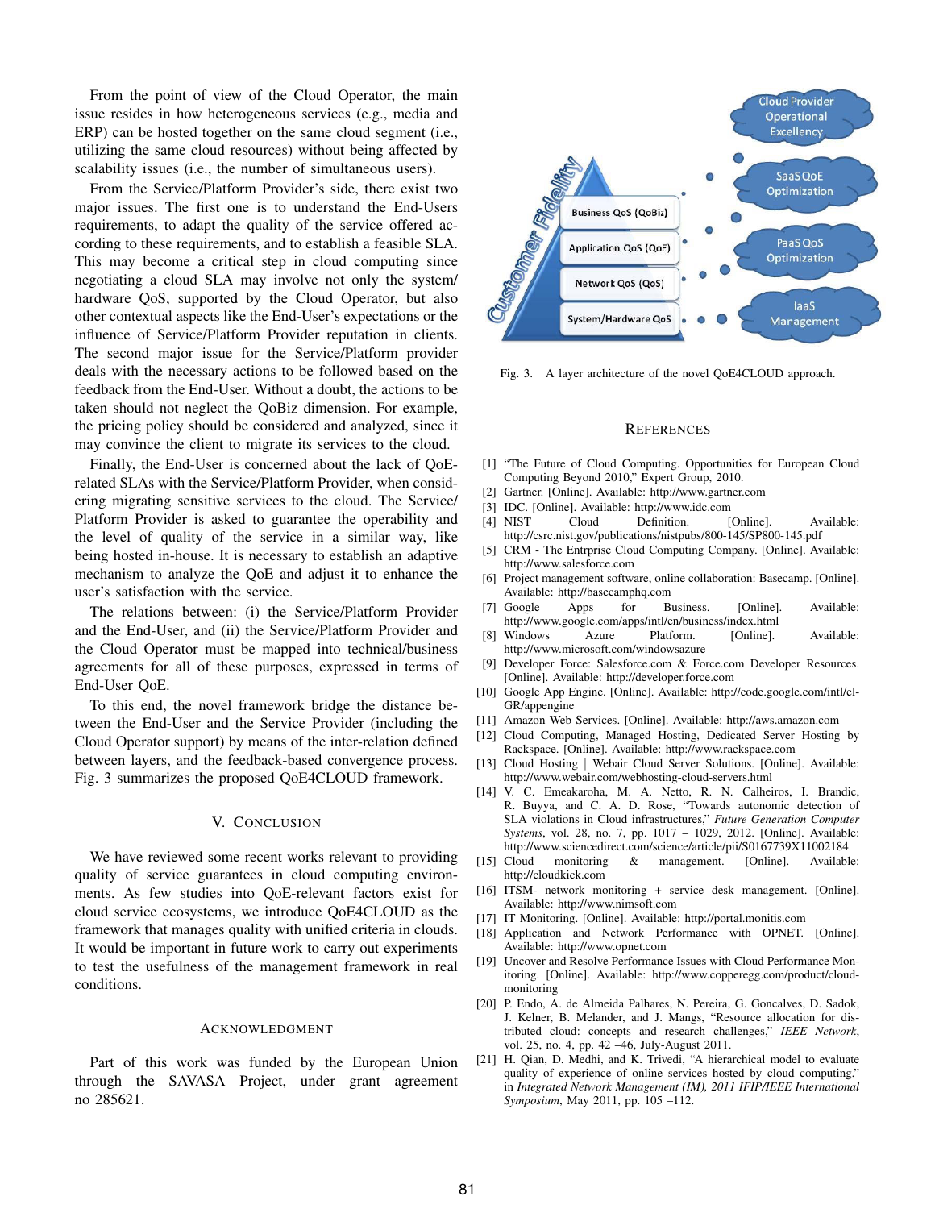From the point of view of the Cloud Operator, the main issue resides in how heterogeneous services (e.g., media and ERP) can be hosted together on the same cloud segment (i.e., utilizing the same cloud resources) without being affected by scalability issues (i.e., the number of simultaneous users).

From the Service/Platform Provider's side, there exist two major issues. The first one is to understand the End-Users requirements, to adapt the quality of the service offered according to these requirements, and to establish a feasible SLA. This may become a critical step in cloud computing since negotiating a cloud SLA may involve not only the system/hardware QoS, supported by the Cloud Operator, but also other contextual aspects like the End-User's expectations or the influence of Service/Platform Provider reputation in clients. The second major issue for the Service/Platform provider deals with the necessary actions to be followed based on the feedback from the End-User. Without a doubt, the actions to be taken should not neglect the QoBiz dimension. For example, the pricing policy should be considered and analyzed, since it may convince the client to migrate its services to the cloud.

Finally, the End-User is concerned about the lack of QoE-related SLAs with the Service/Platform Provider, when considering migrating sensitive services to the cloud. The Service/Platform Provider is asked to guarantee the operability and the level of quality of the service in a similar way, like being hosted in-house. It is necessary to establish an adaptive mechanism to analyze the QoE and adjust it to enhance the user's satisfaction with the service.

The relations between: (i) the Service/Platform Provider and the End-User, and (ii) the Service/Platform Provider and the Cloud Operator must be mapped into technical/business agreements for all of these purposes, expressed in terms of End-User QoE.

To this end, the novel framework bridge the distance between the End-User and the Service Provider (including the Cloud Operator support) by means of the inter-relation defined between layers, and the feedback-based convergence process. Fig. 3 summarizes the proposed QoE4CLOUD framework.

Customer Fidelity

Business QoS (QoBiz)

Application QoS (QoE)

Network QoS (QoS)

System/Hardware QoS

Cloud Provider Operational Excellency

SaaS QoE Optimization

PaaS QoS Optimization

IaaS Management

Fig. 3. A layer architecture of the novel QoE4CLOUD approach.

## V. Conclusion

We have reviewed some recent works relevant to providing quality of service guarantees in cloud computing environments. As few studies into QoE-relevant factors exist for cloud service ecosystems, we introduce QoE4CLOUD as the framework that manages quality with unified criteria in clouds. It would be important in future work to carry out experiments to test the usefulness of the management framework in real conditions.

## Acknowledgment

Part of this work was funded by the European Union through the SAVASA Project, under grant agreement no 285621.

## References

[1] "The Future of Cloud Computing. Opportunities for European Cloud Computing Beyond 2010," Expert Group, 2010.

[2] Gartner. [Online]. Available: http://www.gartner.com

[3] IDC. [Online]. Available: http://www.idc.com

[4] NIST Cloud Definition. [Online]. Available: http://csrc.nist.gov/publications/nistpubs/800-145/SP800-145.pdf

[5] CRM - The Entrprise Cloud Computing Company. [Online]. Available: http://www.salesforce.com

[6] Project management software, online collaboration: Basecamp. [Online]. Available: http://basecamphq.com

[7] Google Apps for Business. [Online]. Available: http://www.google.com/apps/intl/en/business/index.html

[8] Windows Azure Platform. [Online]. Available: http://www.microsoft.com/windowsazure

[9] Developer Force: Salesforce.com & Force.com Developer Resources. [Online]. Available: http://developer.force.com

[10] Google App Engine. [Online]. Available: http://code.google.com/intl/el-GR/appengine

[11] Amazon Web Services. [Online]. Available: http://aws.amazon.com

[12] Cloud Computing, Managed Hosting, Dedicated Server Hosting by Rackspace. [Online]. Available: http://www.rackspace.com

[13] Cloud Hosting | Webair Cloud Server Solutions. [Online]. Available: http://www.webair.com/webhosting-cloud-servers.html

[14] V. C. Emeakaroha, M. A. Netto, R. N. Calheiros, I. Brandic, R. Buyya, and C. A. D. Rose, "Towards autonomic detection of SLA violations in Cloud infrastructures," *Future Generation Computer Systems*, vol. 28, no. 7, pp. 1017 – 1029, 2012. [Online]. Available: http://www.sciencedirect.com/science/article/pii/S0167739X11002184

[15] Cloud monitoring & management. [Online]. Available: http://cloudkick.com

[16] ITSM- network monitoring + service desk management. [Online]. Available: http://www.nimsoft.com

[17] IT Monitoring. [Online]. Available: http://portal.monitis.com

[18] Application and Network Performance with OPNET. [Online]. Available: http://www.opnet.com

[19] Uncover and Resolve Performance Issues with Cloud Performance Monitoring. [Online]. Available: http://www.copperegg.com/product/cloud-monitoring

[20] P. Endo, A. de Almeida Palhares, N. Pereira, G. Goncalves, D. Sadok, J. Kelner, B. Melander, and J. Mangs, "Resource allocation for distributed cloud: concepts and research challenges," *IEEE Network*, vol. 25, no. 4, pp. 42 –46, July-August 2011.

[21] H. Qian, D. Medhi, and K. Trivedi, "A hierarchical model to evaluate quality of experience of online services hosted by cloud computing," in *Integrated Network Management (IM), 2011 IFIP/IEEE International Symposium*, May 2011, pp. 105 –112.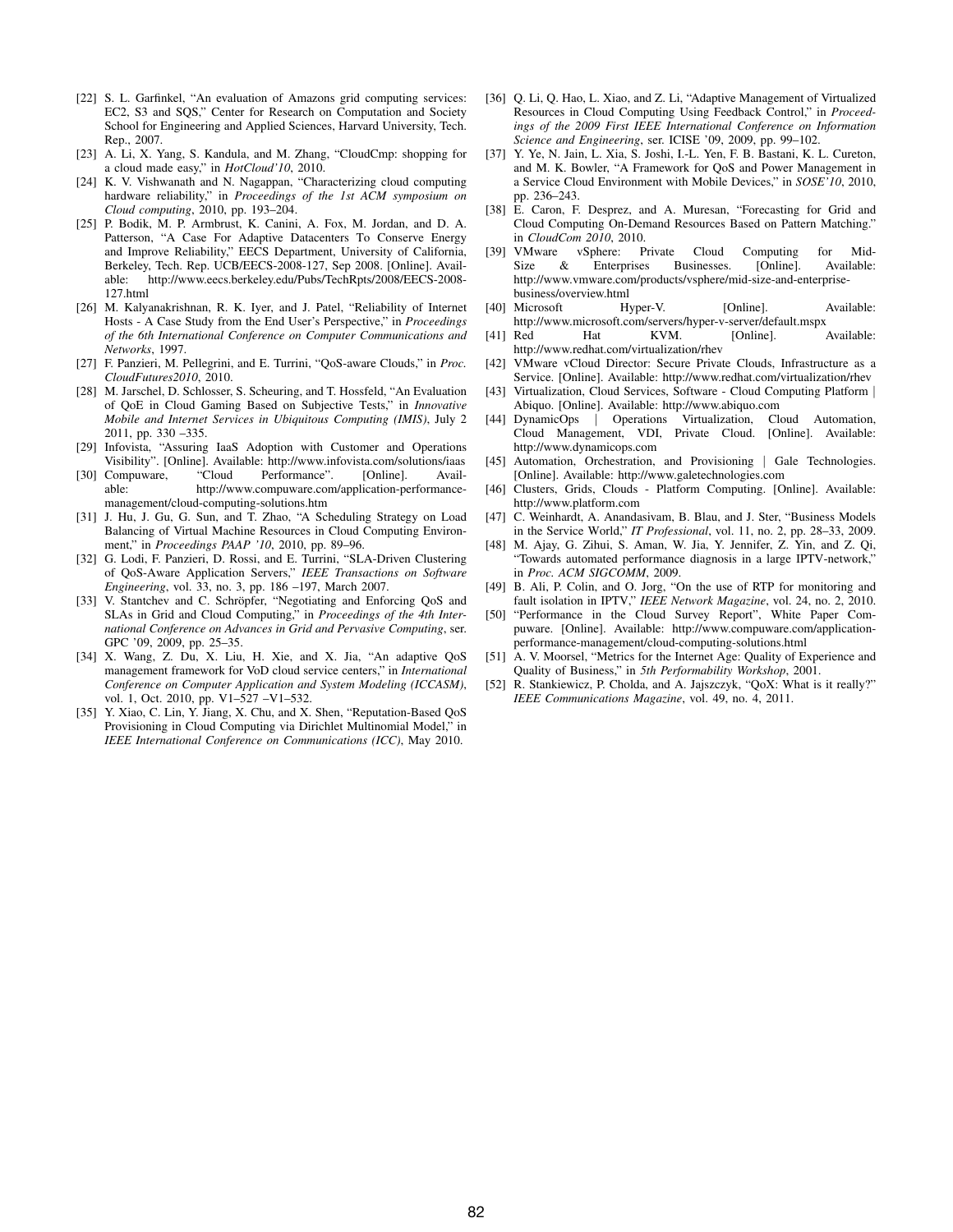[22] S. L. Garfinkel, "An evaluation of Amazons grid computing services: EC2, S3 and SQS," Center for Research on Computation and Society School for Engineering and Applied Sciences, Harvard University, Tech. Rep., 2007.

[23] A. Li, X. Yang, S. Kandula, and M. Zhang, "CloudCmp: shopping for a cloud made easy," in *HotCloud'10*, 2010.

[24] K. V. Vishwanath and N. Nagappan, "Characterizing cloud computing hardware reliability," in *Proceedings of the 1st ACM symposium on Cloud computing*, 2010, pp. 193–204.

[25] P. Bodik, M. P. Armbrust, K. Canini, A. Fox, M. Jordan, and D. A. Patterson, "A Case For Adaptive Datacenters To Conserve Energy and Improve Reliability," EECS Department, University of California, Berkeley, Tech. Rep. UCB/EECS-2008-127, Sep 2008. [Online]. Available: http://www.eecs.berkeley.edu/Pubs/TechRpts/2008/EECS-2008-127.html

[26] M. Kalyanakrishnan, R. K. Iyer, and J. Patel, "Reliability of Internet Hosts - A Case Study from the End User's Perspective," in *Proceedings of the 6th International Conference on Computer Communications and Networks*, 1997.

[27] F. Panzieri, M. Pellegrini, and E. Turrini, "QoS-aware Clouds," in *Proc. CloudFutures2010*, 2010.

[28] M. Jarschel, D. Schlosser, S. Scheuring, and T. Hossfeld, "An Evaluation of QoE in Cloud Gaming Based on Subjective Tests," in *Innovative Mobile and Internet Services in Ubiquitous Computing (IMIS)*, July 2 2011, pp. 330 –335.

[29] Infovista, "Assuring IaaS Adoption with Customer and Operations Visibility". [Online]. Available: http://www.infovista.com/solutions/iaas

[30] Compuware, "Cloud Performance". [Online]. Available: http://www.compuware.com/application-performance-management/cloud-computing-solutions.htm

[31] J. Hu, J. Gu, G. Sun, and T. Zhao, "A Scheduling Strategy on Load Balancing of Virtual Machine Resources in Cloud Computing Environment," in *Proceedings PAAP '10*, 2010, pp. 89–96.

[32] G. Lodi, F. Panzieri, D. Rossi, and E. Turrini, "SLA-Driven Clustering of QoS-Aware Application Servers," *IEEE Transactions on Software Engineering*, vol. 33, no. 3, pp. 186 –197, March 2007.

[33] V. Stantchev and C. Schröpfer, "Negotiating and Enforcing QoS and SLAs in Grid and Cloud Computing," in *Proceedings of the 4th International Conference on Advances in Grid and Pervasive Computing*, ser. GPC '09, 2009, pp. 25–35.

[34] X. Wang, Z. Du, X. Liu, H. Xie, and X. Jia, "An adaptive QoS management framework for VoD cloud service centers," in *International Conference on Computer Application and System Modeling (ICCASM)*, vol. 1, Oct. 2010, pp. V1–527 –V1–532.

[35] Y. Xiao, C. Lin, Y. Jiang, X. Chu, and X. Shen, "Reputation-Based QoS Provisioning in Cloud Computing via Dirichlet Multinomial Model," in *IEEE International Conference on Communications (ICC)*, May 2010.

[36] Q. Li, Q. Hao, L. Xiao, and Z. Li, "Adaptive Management of Virtualized Resources in Cloud Computing Using Feedback Control," in *Proceedings of the 2009 First IEEE International Conference on Information Science and Engineering*, ser. ICISE '09, 2009, pp. 99–102.

[37] Y. Ye, N. Jain, L. Xia, S. Joshi, I.-L. Yen, F. B. Bastani, K. L. Cureton, and M. K. Bowler, "A Framework for QoS and Power Management in a Service Cloud Environment with Mobile Devices," in *SOSE'10*, 2010, pp. 236–243.

[38] E. Caron, F. Desprez, and A. Muresan, "Forecasting for Grid and Cloud Computing On-Demand Resources Based on Pattern Matching." in *CloudCom 2010*, 2010.

[39] VMware vSphere: Private Cloud Computing for Mid-Size & Enterprises Businesses. [Online]. Available: http://www.vmware.com/products/vsphere/mid-size-and-enterprise-business/overview.html

[40] Microsoft Hyper-V. [Online]. Available: http://www.microsoft.com/servers/hyper-v-server/default.mspx

[41] Red Hat KVM. [Online]. Available: http://www.redhat.com/virtualization/rhev

[42] VMware vCloud Director: Secure Private Clouds, Infrastructure as a Service. [Online]. Available: http://www.redhat.com/virtualization/rhev

[43] Virtualization, Cloud Services, Software - Cloud Computing Platform | Abiquo. [Online]. Available: http://www.abiquo.com

[44] DynamicOps | Operations Virtualization, Cloud Automation, Cloud Management, VDI, Private Cloud. [Online]. Available: http://www.dynamicops.com

[45] Automation, Orchestration, and Provisioning | Gale Technologies. [Online]. Available: http://www.galetechnologies.com

[46] Clusters, Grids, Clouds - Platform Computing. [Online]. Available: http://www.platform.com

[47] C. Weinhardt, A. Anandasivam, B. Blau, and J. Ster, "Business Models in the Service World," *IT Professional*, vol. 11, no. 2, pp. 28–33, 2009.

[48] M. Ajay, G. Zihui, S. Aman, W. Jia, Y. Jennifer, Z. Yin, and Z. Qi, "Towards automated performance diagnosis in a large IPTV-network," in *Proc. ACM SIGCOMM*, 2009.

[49] B. Ali, P. Colin, and O. Jorg, "On the use of RTP for monitoring and fault isolation in IPTV," *IEEE Network Magazine*, vol. 24, no. 2, 2010.

[50] "Performance in the Cloud Survey Report", White Paper Compuware. [Online]. Available: http://www.compuware.com/application-performance-management/cloud-computing-solutions.html

[51] A. V. Moorsel, "Metrics for the Internet Age: Quality of Experience and Quality of Business," in *5th Performability Workshop*, 2001.

[52] R. Stankiewicz, P. Cholda, and A. Jajszczyk, "QoX: What is it really?" *IEEE Communications Magazine*, vol. 49, no. 4, 2011.